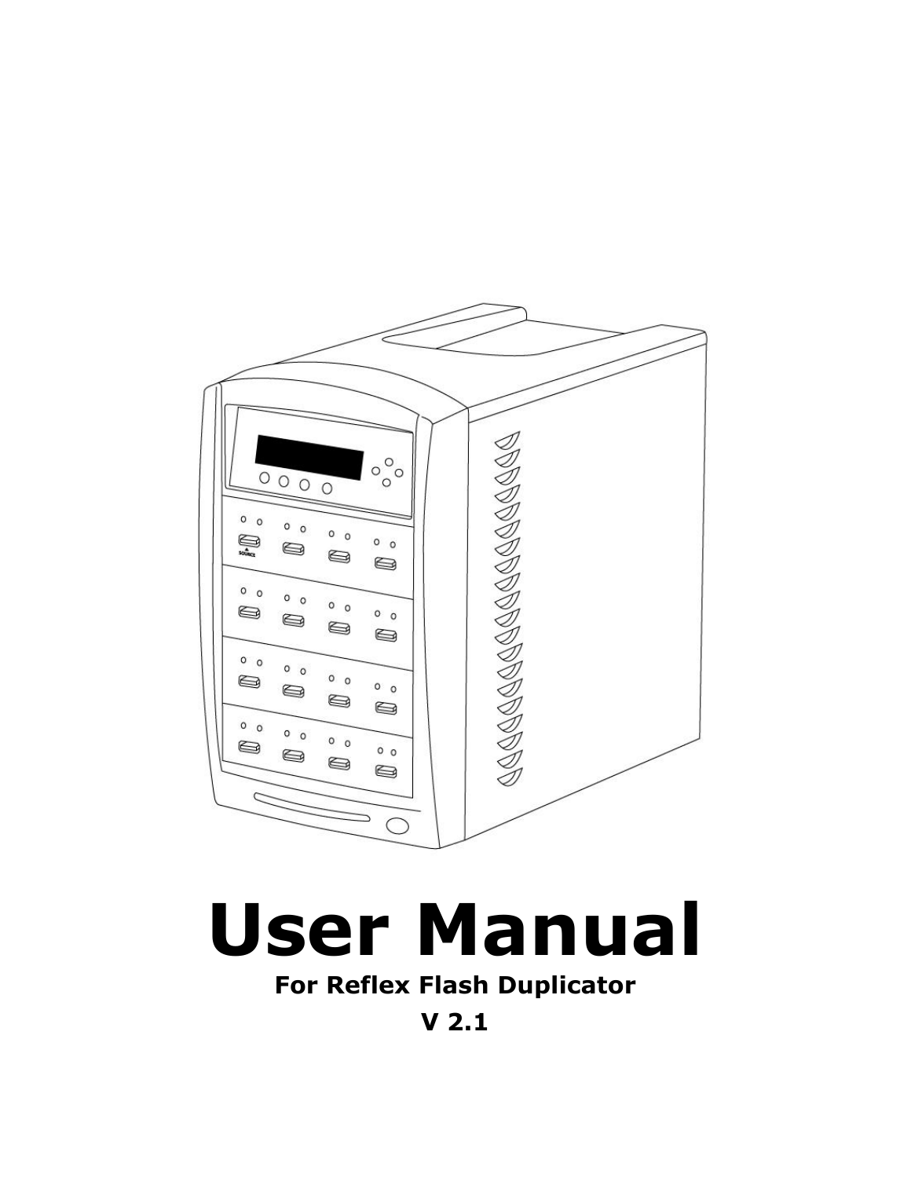# User Manual

**For Reflex Flash Duplicator**

**V 2.1**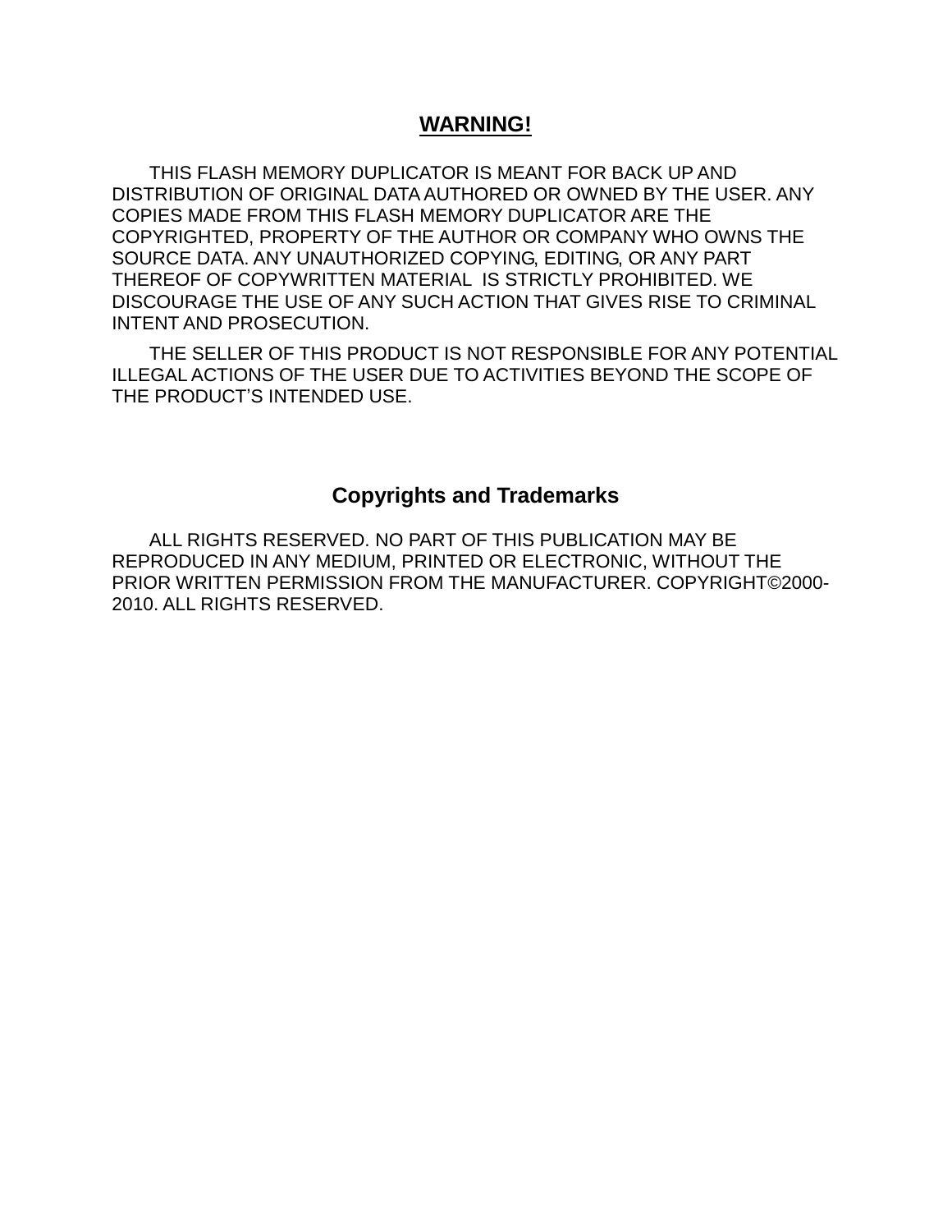## **<u>WARNING!</u>**

THIS FLASH MEMORY DUPLICATOR IS MEANT FOR BACK UP AND DISTRIBUTION OF ORIGINAL DATA AUTHORED OR OWNED BY THE USER. ANY COPIES MADE FROM THIS FLASH MEMORY DUPLICATOR ARE THE COPYRIGHTED, PROPERTY OF THE AUTHOR OR COMPANY WHO OWNS THE SOURCE DATA. ANY UNAUTHORIZED COPYING, EDITING, OR ANY PART THEREOF OF COPYWRITTEN MATERIAL IS STRICTLY PROHIBITED. WE DISCOURAGE THE USE OF ANY SUCH ACTION THAT GIVES RISE TO CRIMINAL INTENT AND PROSECUTION.

THE SELLER OF THIS PRODUCT IS NOT RESPONSIBLE FOR ANY POTENTIAL ILLEGAL ACTIONS OF THE USER DUE TO ACTIVITIES BEYOND THE SCOPE OF THE PRODUCT'S INTENDED USE.

## **Copyrights and Trademarks**

ALL RIGHTS RESERVED. NO PART OF THIS PUBLICATION MAY BE REPRODUCED IN ANY MEDIUM, PRINTED OR ELECTRONIC, WITHOUT THE PRIOR WRITTEN PERMISSION FROM THE MANUFACTURER. COPYRIGHT©2000-2010. ALL RIGHTS RESERVED.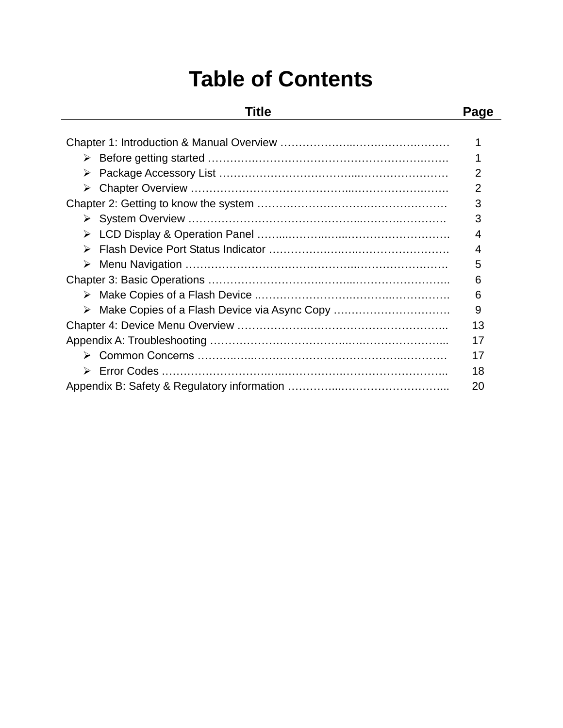# Table of Contents

| Title | Page |
|---|---|
| Chapter 1: Introduction & Manual Overview | 1 |
| ➢ Before getting started | 1 |
| ➢ Package Accessory List | 2 |
| ➢ Chapter Overview | 2 |
| Chapter 2: Getting to know the system | 3 |
| ➢ System Overview | 3 |
| ➢ LCD Display & Operation Panel | 4 |
| ➢ Flash Device Port Status Indicator | 4 |
| ➢ Menu Navigation | 5 |
| Chapter 3: Basic Operations | 6 |
| ➢ Make Copies of a Flash Device | 6 |
| ➢ Make Copies of a Flash Device via Async Copy | 9 |
| Chapter 4: Device Menu Overview | 13 |
| Appendix A: Troubleshooting | 17 |
| ➢ Common Concerns | 17 |
| ➢ Error Codes | 18 |
| Appendix B: Safety & Regulatory information | 20 |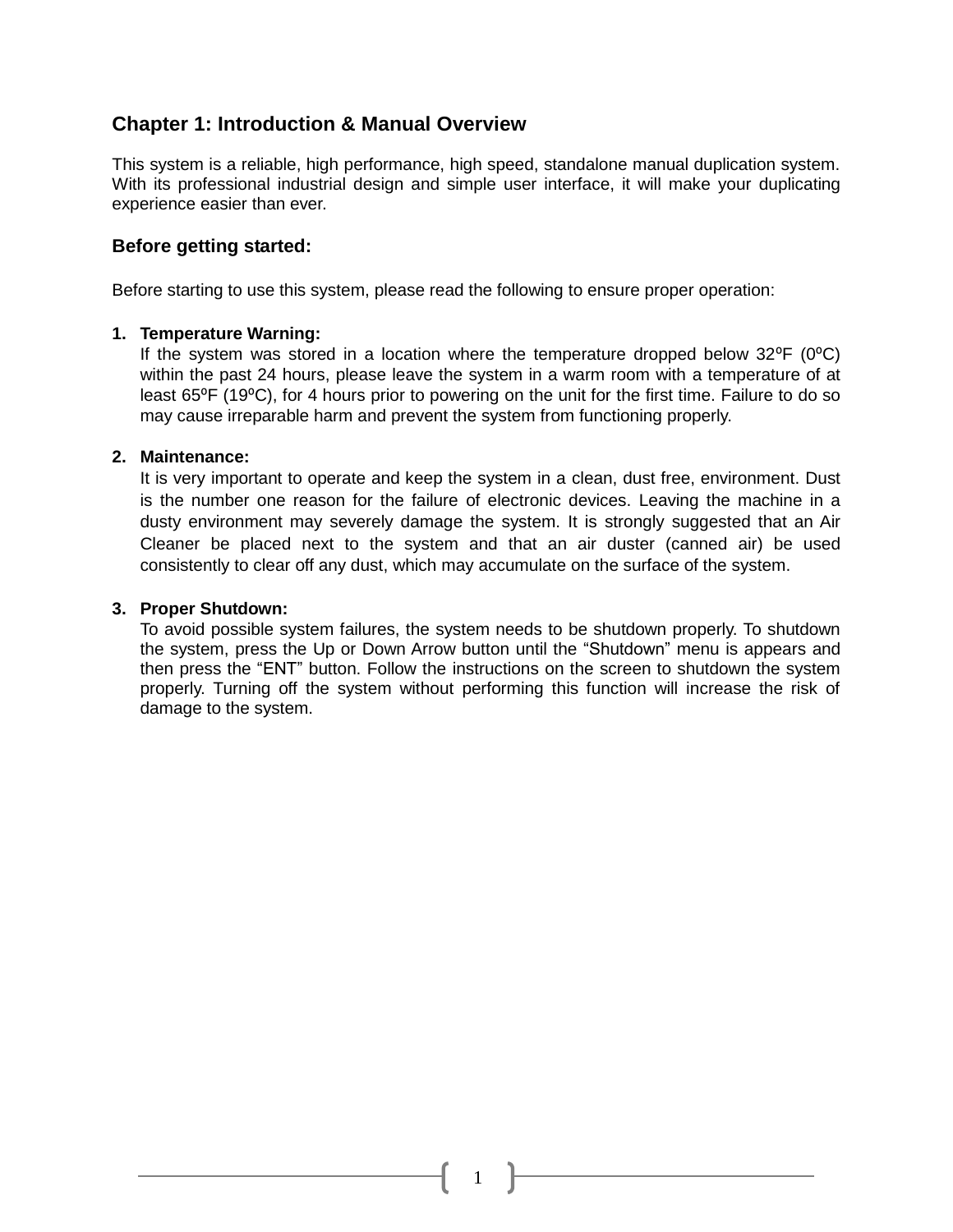## Chapter 1: Introduction & Manual Overview

This system is a reliable, high performance, high speed, standalone manual duplication system. With its professional industrial design and simple user interface, it will make your duplicating experience easier than ever.

### Before getting started:

Before starting to use this system, please read the following to ensure proper operation:

1. **Temperature Warning:**
   If the system was stored in a location where the temperature dropped below 32ºF (0ºC) within the past 24 hours, please leave the system in a warm room with a temperature of at least 65ºF (19ºC), for 4 hours prior to powering on the unit for the first time. Failure to do so may cause irreparable harm and prevent the system from functioning properly.

2. **Maintenance:**
   It is very important to operate and keep the system in a clean, dust free, environment. Dust is the number one reason for the failure of electronic devices. Leaving the machine in a dusty environment may severely damage the system. It is strongly suggested that an Air Cleaner be placed next to the system and that an air duster (canned air) be used consistently to clear off any dust, which may accumulate on the surface of the system.

3. **Proper Shutdown:**
   To avoid possible system failures, the system needs to be shutdown properly. To shutdown the system, press the Up or Down Arrow button until the “Shutdown” menu is appears and then press the “ENT” button. Follow the instructions on the screen to shutdown the system properly. Turning off the system without performing this function will increase the risk of damage to the system.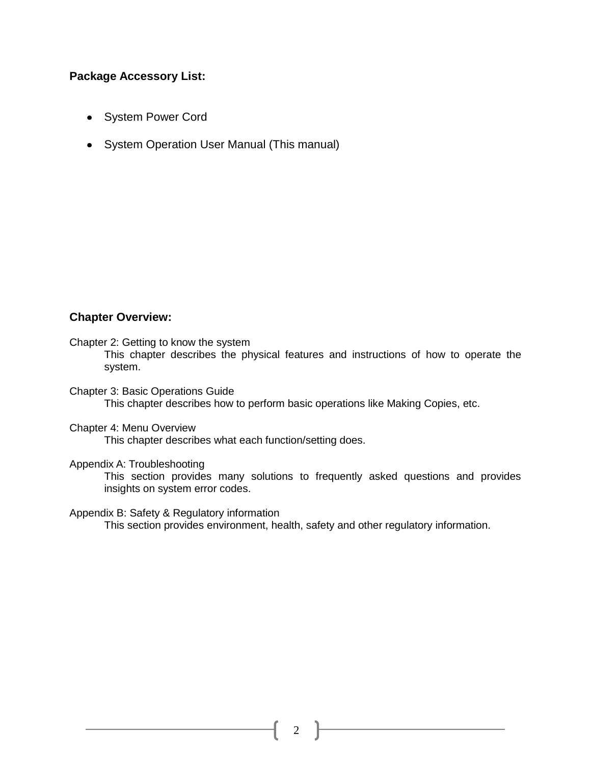**Package Accessory List:**

- System Power Cord
- System Operation User Manual (This manual)

**Chapter Overview:**

Chapter 2: Getting to know the system

This chapter describes the physical features and instructions of how to operate the system.

Chapter 3: Basic Operations Guide

This chapter describes how to perform basic operations like Making Copies, etc.

Chapter 4: Menu Overview

This chapter describes what each function/setting does.

Appendix A: Troubleshooting

This section provides many solutions to frequently asked questions and provides insights on system error codes.

Appendix B: Safety & Regulatory information

This section provides environment, health, safety and other regulatory information.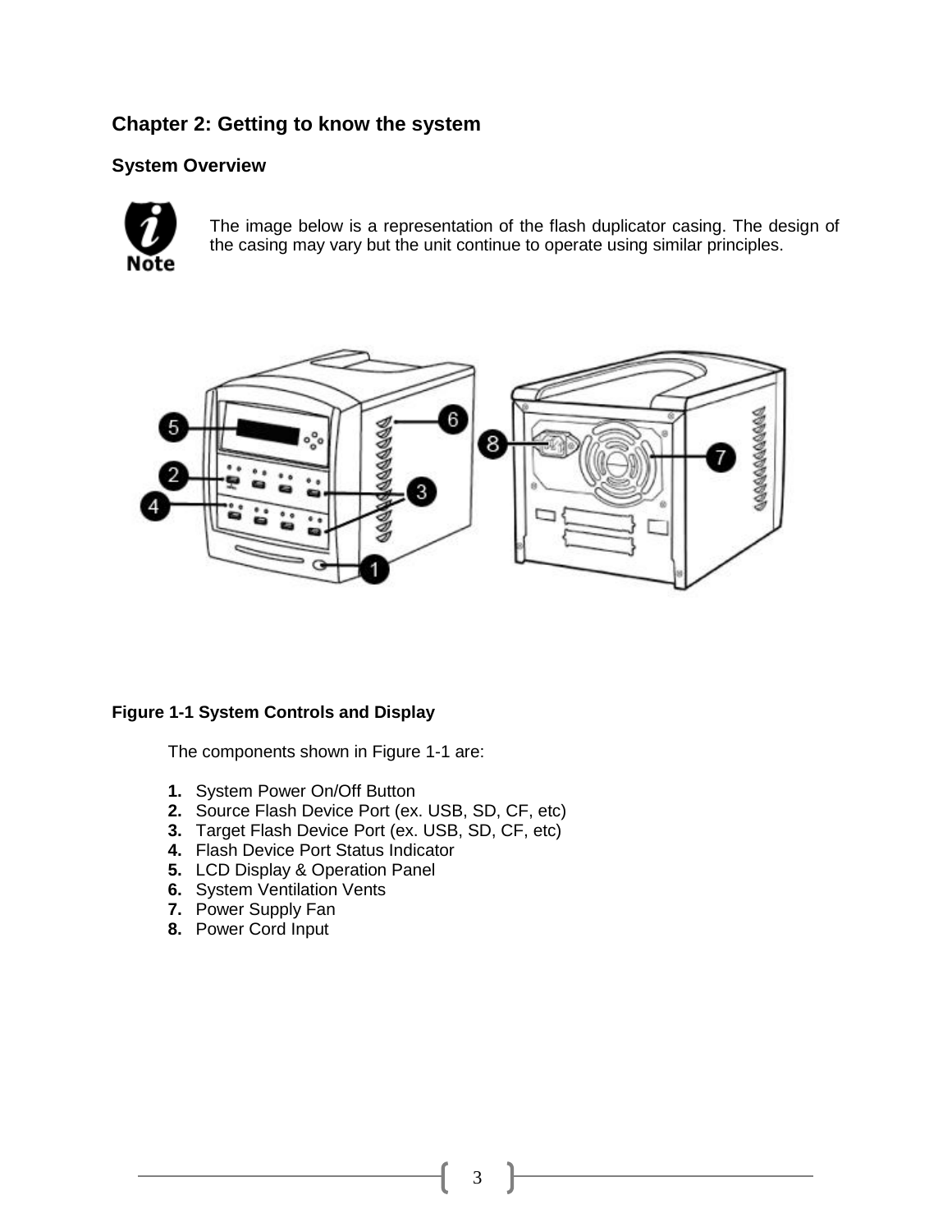## Chapter 2: Getting to know the system

### System Overview

**Note**

The image below is a representation of the flash duplicator casing. The design of the casing may vary but the unit continue to operate using similar principles.

**Figure 1-1 System Controls and Display**

The components shown in Figure 1-1 are:

1. System Power On/Off Button
2. Source Flash Device Port (ex. USB, SD, CF, etc)
3. Target Flash Device Port (ex. USB, SD, CF, etc)
4. Flash Device Port Status Indicator
5. LCD Display & Operation Panel
6. System Ventilation Vents
7. Power Supply Fan
8. Power Cord Input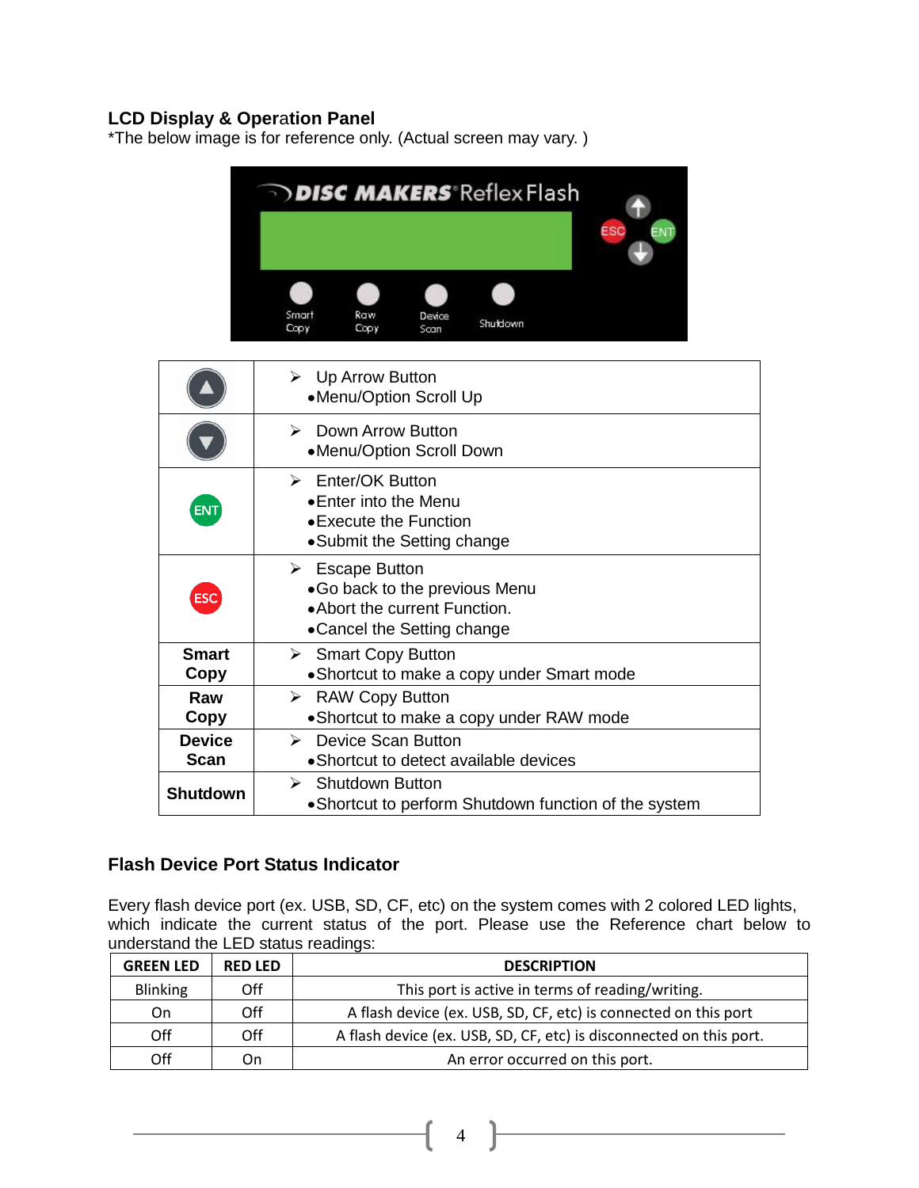## LCD Display & Operation Panel

*The below image is for reference only. (Actual screen may vary. )

| | |
|---|---|
| | ➢ Up Arrow Button<br>•Menu/Option Scroll Up |
| | ➢ Down Arrow Button<br>•Menu/Option Scroll Down |
| ENT | ➢ Enter/OK Button<br>•Enter into the Menu<br>•Execute the Function<br>•Submit the Setting change |
| ESC | ➢ Escape Button<br>•Go back to the previous Menu<br>•Abort the current Function.<br>•Cancel the Setting change |
| **Smart Copy** | ➢ Smart Copy Button<br>•Shortcut to make a copy under Smart mode |
| **Raw Copy** | ➢ RAW Copy Button<br>•Shortcut to make a copy under RAW mode |
| **Device Scan** | ➢ Device Scan Button<br>•Shortcut to detect available devices |
| **Shutdown** | ➢ Shutdown Button<br>•Shortcut to perform Shutdown function of the system |

## Flash Device Port Status Indicator

Every flash device port (ex. USB, SD, CF, etc) on the system comes with 2 colored LED lights, which indicate the current status of the port. Please use the Reference chart below to understand the LED status readings:

| GREEN LED | RED LED | DESCRIPTION |
|---|---|---|
| Blinking | Off | This port is active in terms of reading/writing. |
| On | Off | A flash device (ex. USB, SD, CF, etc) is connected on this port |
| Off | Off | A flash device (ex. USB, SD, CF, etc) is disconnected on this port. |
| Off | On | An error occurred on this port. |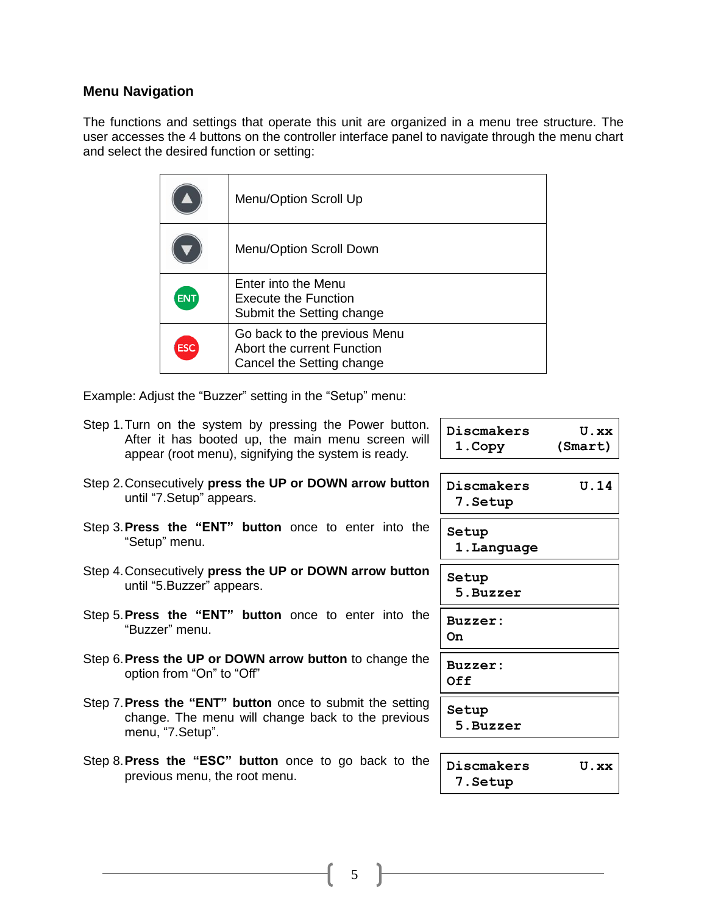## Menu Navigation

The functions and settings that operate this unit are organized in a menu tree structure. The user accesses the 4 buttons on the controller interface panel to navigate through the menu chart and select the desired function or setting:

| Button | Function |
|---|---|
| ▲ | Menu/Option Scroll Up |
| ▼ | Menu/Option Scroll Down |
| ENT | Enter into the Menu<br>Execute the Function<br>Submit the Setting change |
| ESC | Go back to the previous Menu<br>Abort the current Function<br>Cancel the Setting change |

Example: Adjust the “Buzzer” setting in the “Setup” menu:

| Step | Display |
|---|---|
| Step 1. Turn on the system by pressing the Power button. After it has booted up, the main menu screen will appear (root menu), signifying the system is ready. | Discmakers U.xx<br>1.Copy (Smart) |
| Step 2. Consecutively **press the UP or DOWN arrow button** until “7.Setup” appears. | Discmakers U.14<br>7.Setup |
| Step 3. **Press the “ENT” button** once to enter into the “Setup” menu. | Setup<br>1.Language |
| Step 4. Consecutively **press the UP or DOWN arrow button** until “5.Buzzer” appears. | Setup<br>5.Buzzer |
| Step 5. **Press the “ENT” button** once to enter into the “Buzzer” menu. | Buzzer:<br>On |
| Step 6. **Press the UP or DOWN arrow button** to change the option from “On” to “Off” | Buzzer:<br>Off |
| Step 7. **Press the “ENT” button** once to submit the setting change. The menu will change back to the previous menu, “7.Setup”. | Setup<br>5.Buzzer |
| Step 8. **Press the “ESC” button** once to go back to the previous menu, the root menu. | Discmakers U.xx<br>7.Setup |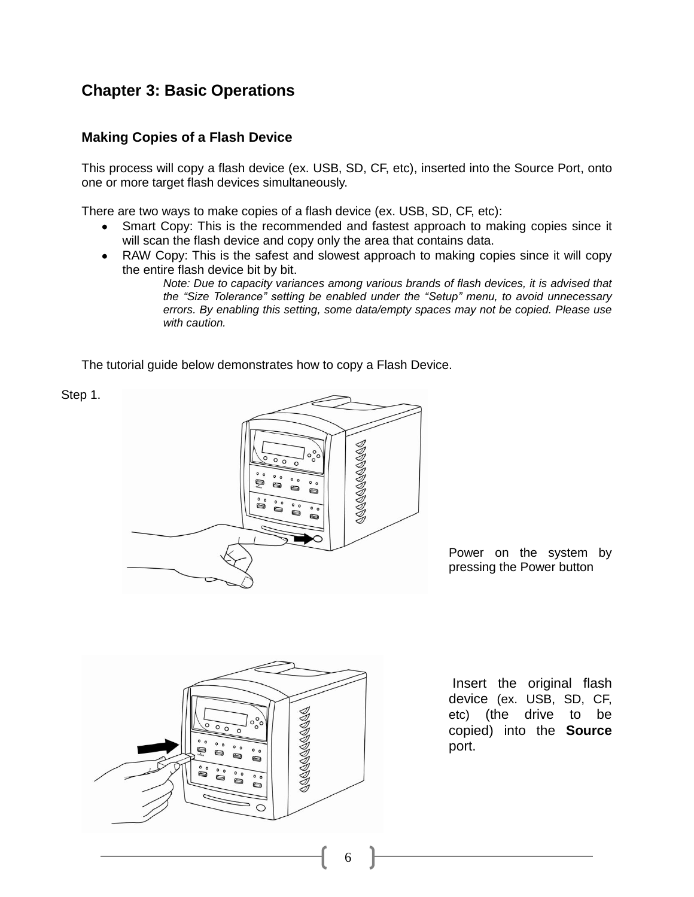# Chapter 3: Basic Operations

## Making Copies of a Flash Device

This process will copy a flash device (ex. USB, SD, CF, etc), inserted into the Source Port, onto one or more target flash devices simultaneously.

There are two ways to make copies of a flash device (ex. USB, SD, CF, etc):

- Smart Copy: This is the recommended and fastest approach to making copies since it will scan the flash device and copy only the area that contains data.
- RAW Copy: This is the safest and slowest approach to making copies since it will copy the entire flash device bit by bit.

  *Note: Due to capacity variances among various brands of flash devices, it is advised that the "Size Tolerance" setting be enabled under the "Setup" menu, to avoid unnecessary errors. By enabling this setting, some data/empty spaces may not be copied. Please use with caution.*

The tutorial guide below demonstrates how to copy a Flash Device.

Step 1.

Power on the system by pressing the Power button

Insert the original flash device (ex. USB, SD, CF, etc) (the drive to be copied) into the **Source** port.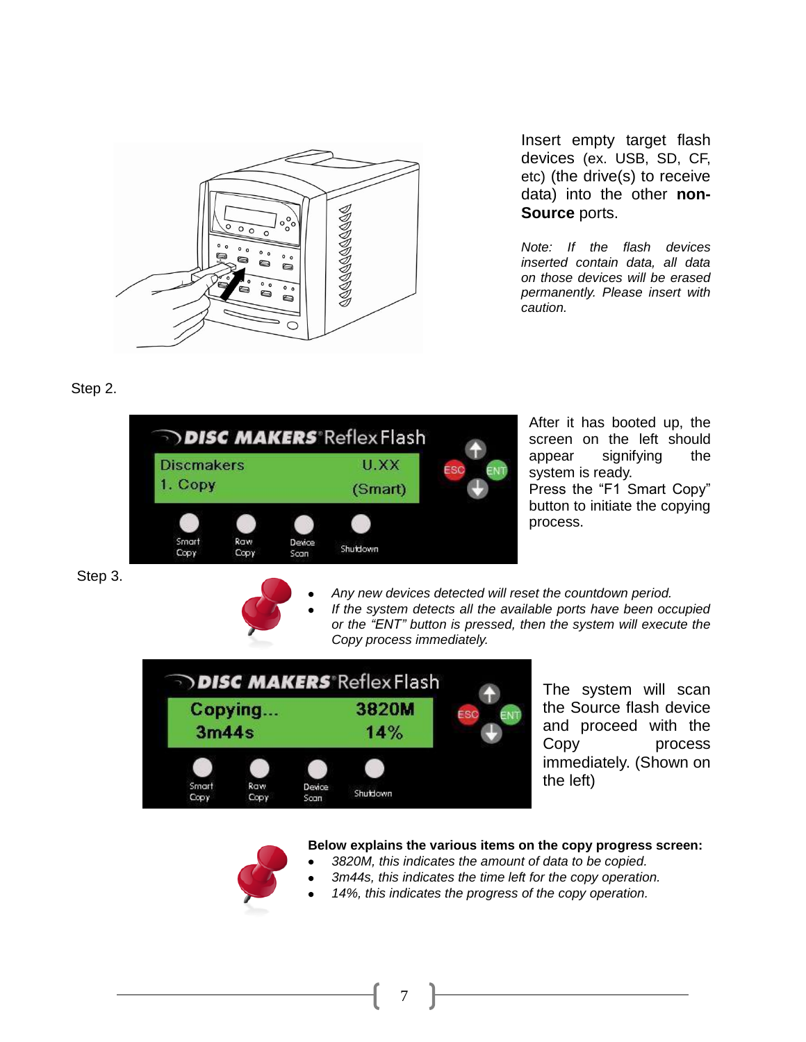Insert empty target flash devices (ex. USB, SD, CF, etc) (the drive(s) to receive data) into the other **non-Source** ports.

*Note: If the flash devices inserted contain data, all data on those devices will be erased permanently. Please insert with caution.*

Step 2.

After it has booted up, the screen on the left should appear signifying the system is ready.
Press the "F1 Smart Copy" button to initiate the copying process.

Step 3.

- *Any new devices detected will reset the countdown period.*
- *If the system detects all the available ports have been occupied or the "ENT" button is pressed, then the system will execute the Copy process immediately.*

The system will scan the Source flash device and proceed with the Copy process immediately. (Shown on the left)

**Below explains the various items on the copy progress screen:**

- *3820M, this indicates the amount of data to be copied.*
- *3m44s, this indicates the time left for the copy operation.*
- *14%, this indicates the progress of the copy operation.*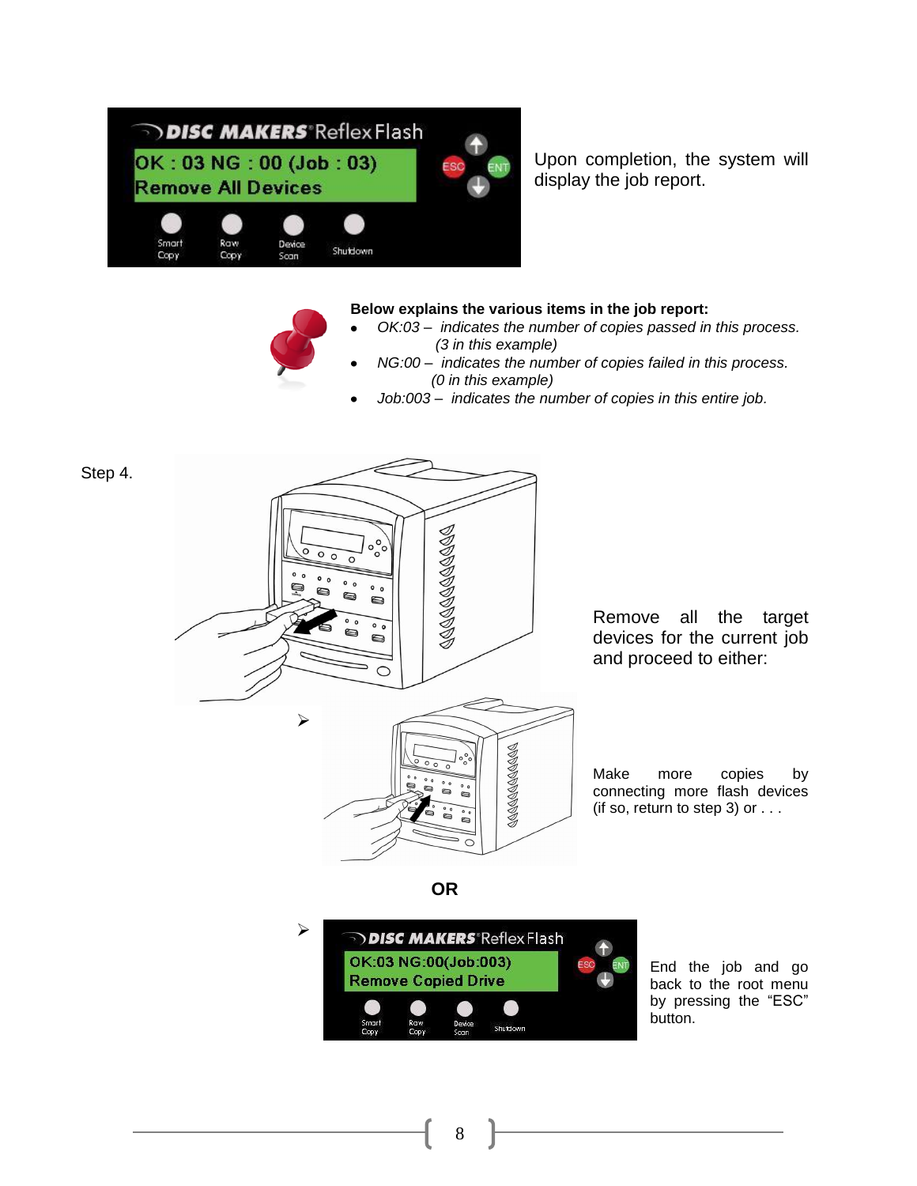Upon completion, the system will display the job report.

**Below explains the various items in the job report:**

- *OK:03 – indicates the number of copies passed in this process. (3 in this example)*
- *NG:00 – indicates the number of copies failed in this process. (0 in this example)*
- *Job:003 – indicates the number of copies in this entire job.*

Step 4.

Remove all the target devices for the current job and proceed to either:

- Make more copies by connecting more flash devices (if so, return to step 3) or . . .

**OR**

- End the job and go back to the root menu by pressing the "ESC" button.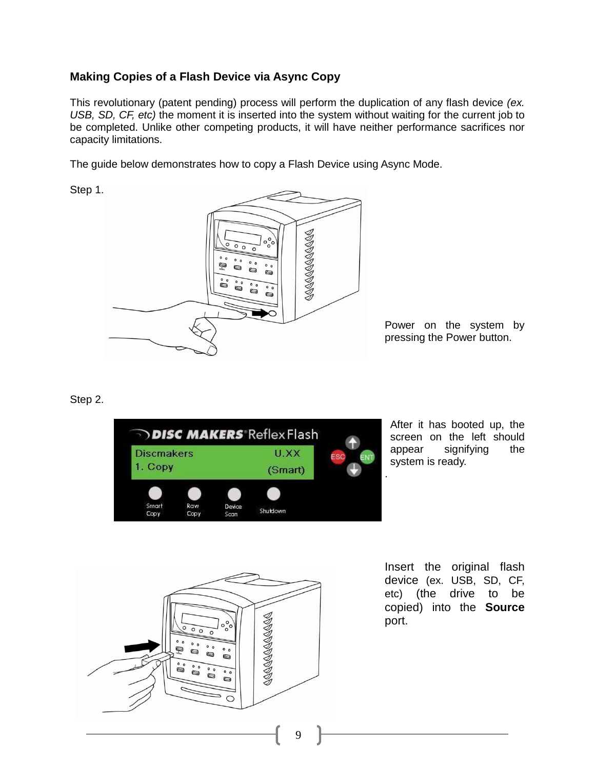### Making Copies of a Flash Device via Async Copy

This revolutionary (patent pending) process will perform the duplication of any flash device *(ex. USB, SD, CF, etc)* the moment it is inserted into the system without waiting for the current job to be completed. Unlike other competing products, it will have neither performance sacrifices nor capacity limitations.

The guide below demonstrates how to copy a Flash Device using Async Mode.

Step 1.

Power on the system by pressing the Power button.

Step 2.

After it has booted up, the screen on the left should appear signifying the system is ready.

Insert the original flash device (ex. USB, SD, CF, etc) (the drive to be copied) into the **Source** port.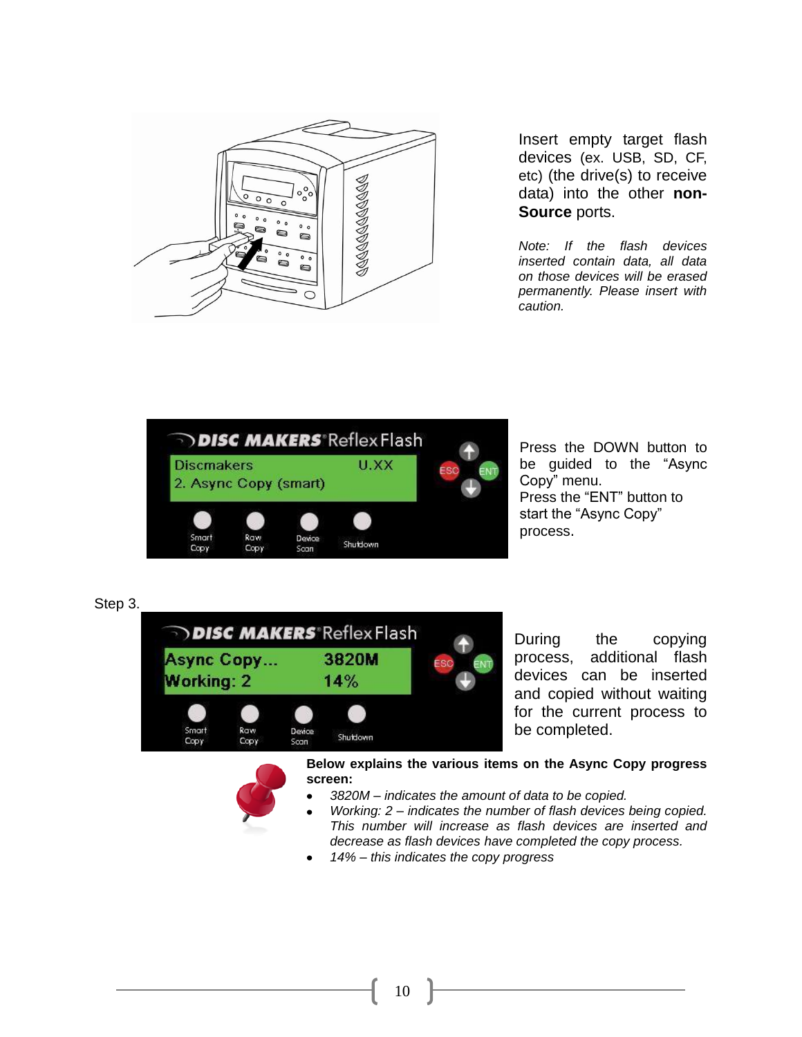Insert empty target flash devices (ex. USB, SD, CF, etc) (the drive(s) to receive data) into the other **non-Source** ports.

*Note: If the flash devices inserted contain data, all data on those devices will be erased permanently. Please insert with caution.*

Press the DOWN button to be guided to the “Async Copy” menu.
Press the “ENT” button to start the “Async Copy” process.

Step 3.

During the copying process, additional flash devices can be inserted and copied without waiting for the current process to be completed.

**Below explains the various items on the Async Copy progress screen:**

- *3820M – indicates the amount of data to be copied.*
- *Working: 2 – indicates the number of flash devices being copied. This number will increase as flash devices are inserted and decrease as flash devices have completed the copy process.*
- *14% – this indicates the copy progress*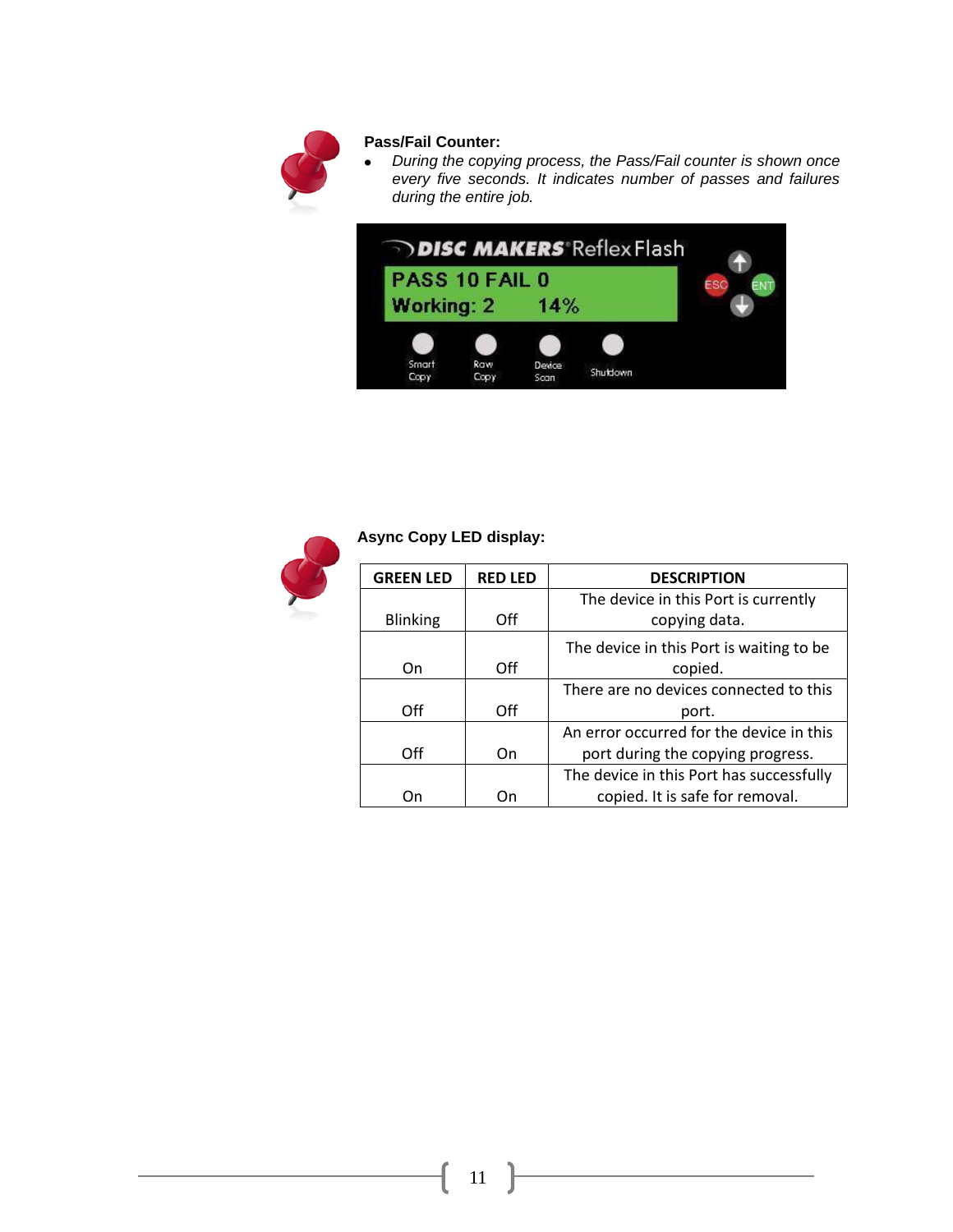**Pass/Fail Counter:**

- *During the copying process, the Pass/Fail counter is shown once every five seconds. It indicates number of passes and failures during the entire job.*

**Async Copy LED display:**

| GREEN LED | RED LED | DESCRIPTION |
|---|---|---|
| Blinking | Off | The device in this Port is currently copying data. |
| On | Off | The device in this Port is waiting to be copied. |
| Off | Off | There are no devices connected to this port. |
| Off | On | An error occurred for the device in this port during the copying progress. |
| On | On | The device in this Port has successfully copied. It is safe for removal. |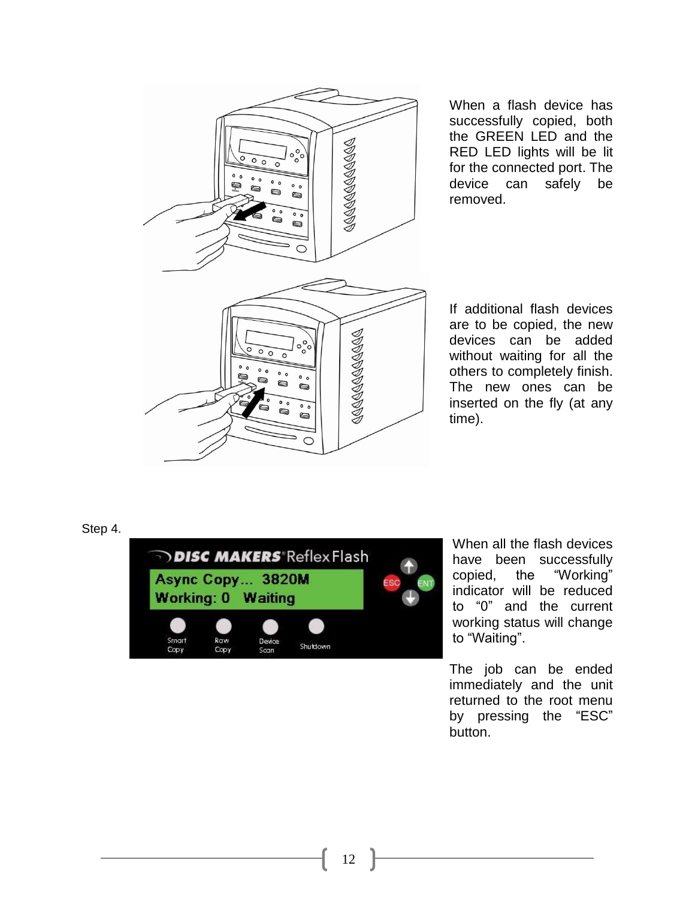When a flash device has successfully copied, both the GREEN LED and the RED LED lights will be lit for the connected port. The device can safely be removed.

If additional flash devices are to be copied, the new devices can be added without waiting for all the others to completely finish. The new ones can be inserted on the fly (at any time).

Step 4.

When all the flash devices have been successfully copied, the “Working” indicator will be reduced to “0” and the current working status will change to “Waiting”.

The job can be ended immediately and the unit returned to the root menu by pressing the “ESC” button.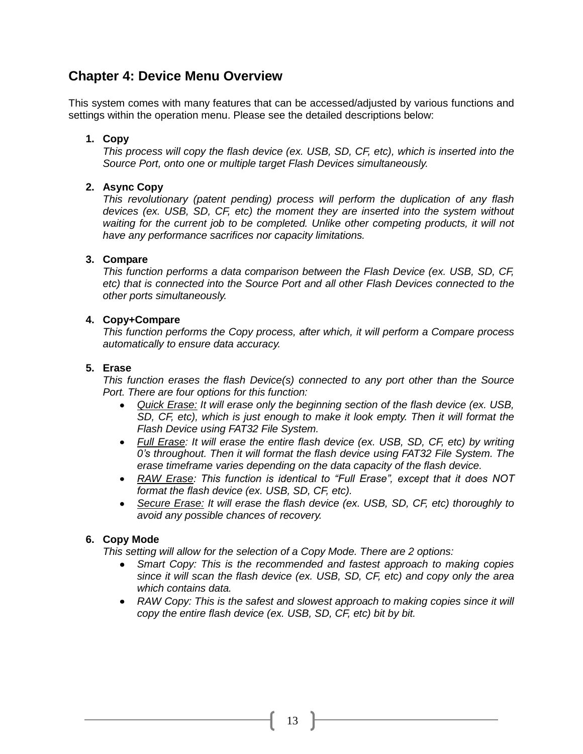## Chapter 4: Device Menu Overview

This system comes with many features that can be accessed/adjusted by various functions and settings within the operation menu. Please see the detailed descriptions below:

1. **Copy**
   *This process will copy the flash device (ex. USB, SD, CF, etc), which is inserted into the Source Port, onto one or multiple target Flash Devices simultaneously.*

2. **Async Copy**
   *This revolutionary (patent pending) process will perform the duplication of any flash devices (ex. USB, SD, CF, etc) the moment they are inserted into the system without waiting for the current job to be completed. Unlike other competing products, it will not have any performance sacrifices nor capacity limitations.*

3. **Compare**
   *This function performs a data comparison between the Flash Device (ex. USB, SD, CF, etc) that is connected into the Source Port and all other Flash Devices connected to the other ports simultaneously.*

4. **Copy+Compare**
   *This function performs the Copy process, after which, it will perform a Compare process automatically to ensure data accuracy.*

5. **Erase**
   *This function erases the flash Device(s) connected to any port other than the Source Port. There are four options for this function:*
   - *<u>Quick Erase:</u> It will erase only the beginning section of the flash device (ex. USB, SD, CF, etc), which is just enough to make it look empty. Then it will format the Flash Device using FAT32 File System.*
   - *<u>Full Erase</u>: It will erase the entire flash device (ex. USB, SD, CF, etc) by writing 0's throughout. Then it will format the flash device using FAT32 File System. The erase timeframe varies depending on the data capacity of the flash device.*
   - *<u>RAW Erase</u>: This function is identical to "Full Erase", except that it does NOT format the flash device (ex. USB, SD, CF, etc).*
   - *<u>Secure Erase:</u> It will erase the flash device (ex. USB, SD, CF, etc) thoroughly to avoid any possible chances of recovery.*

6. **Copy Mode**
   *This setting will allow for the selection of a Copy Mode. There are 2 options:*
   - *Smart Copy: This is the recommended and fastest approach to making copies since it will scan the flash device (ex. USB, SD, CF, etc) and copy only the area which contains data.*
   - *RAW Copy: This is the safest and slowest approach to making copies since it will copy the entire flash device (ex. USB, SD, CF, etc) bit by bit.*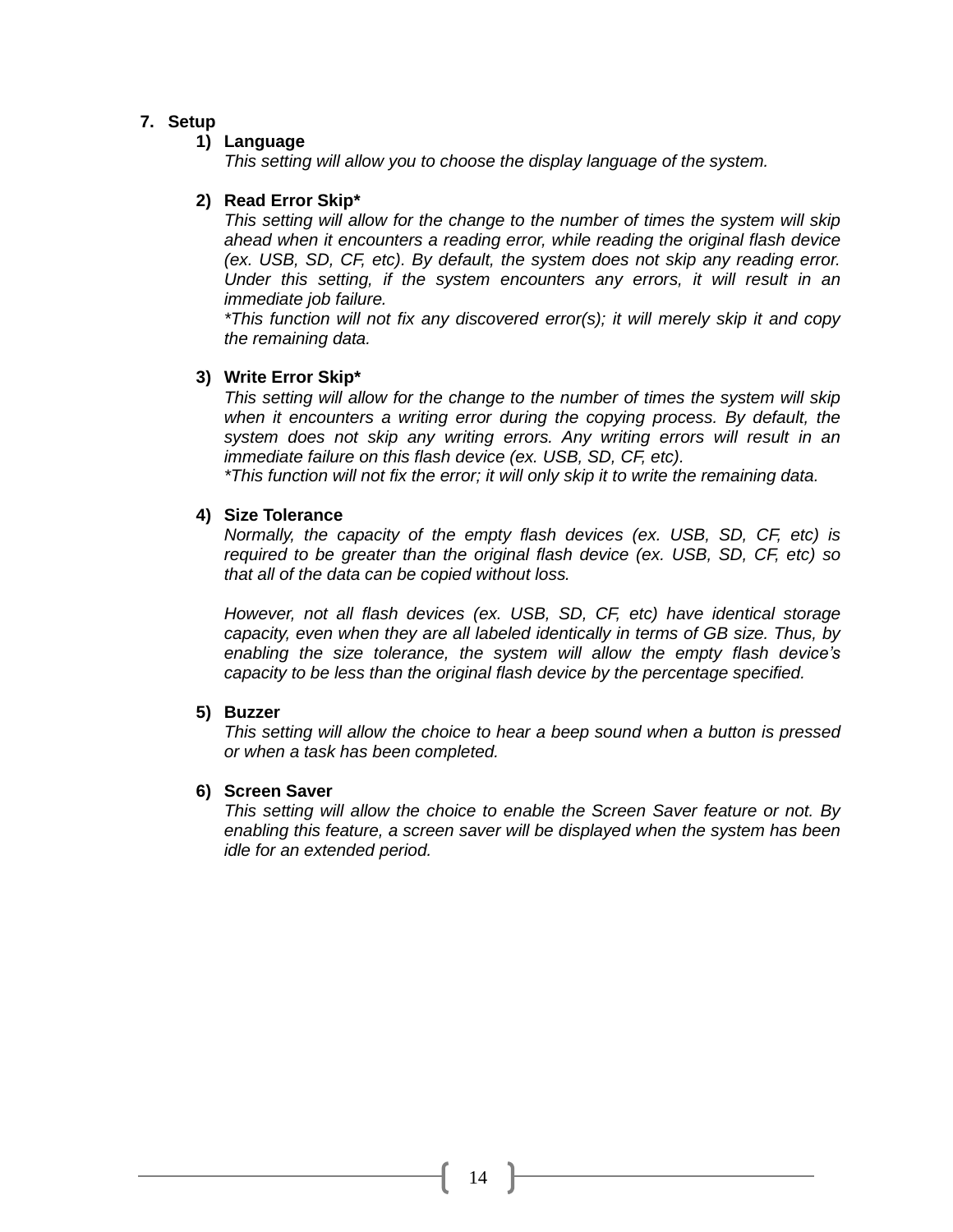## 7. Setup

### 1) Language

*This setting will allow you to choose the display language of the system.*

### 2) Read Error Skip*

*This setting will allow for the change to the number of times the system will skip ahead when it encounters a reading error, while reading the original flash device (ex. USB, SD, CF, etc). By default, the system does not skip any reading error. Under this setting, if the system encounters any errors, it will result in an immediate job failure.*

*\*This function will not fix any discovered error(s); it will merely skip it and copy the remaining data.*

### 3) Write Error Skip*

*This setting will allow for the change to the number of times the system will skip when it encounters a writing error during the copying process. By default, the system does not skip any writing errors. Any writing errors will result in an immediate failure on this flash device (ex. USB, SD, CF, etc).*

*\*This function will not fix the error; it will only skip it to write the remaining data.*

### 4) Size Tolerance

*Normally, the capacity of the empty flash devices (ex. USB, SD, CF, etc) is required to be greater than the original flash device (ex. USB, SD, CF, etc) so that all of the data can be copied without loss.*

*However, not all flash devices (ex. USB, SD, CF, etc) have identical storage capacity, even when they are all labeled identically in terms of GB size. Thus, by enabling the size tolerance, the system will allow the empty flash device's capacity to be less than the original flash device by the percentage specified.*

### 5) Buzzer

*This setting will allow the choice to hear a beep sound when a button is pressed or when a task has been completed.*

### 6) Screen Saver

*This setting will allow the choice to enable the Screen Saver feature or not. By enabling this feature, a screen saver will be displayed when the system has been idle for an extended period.*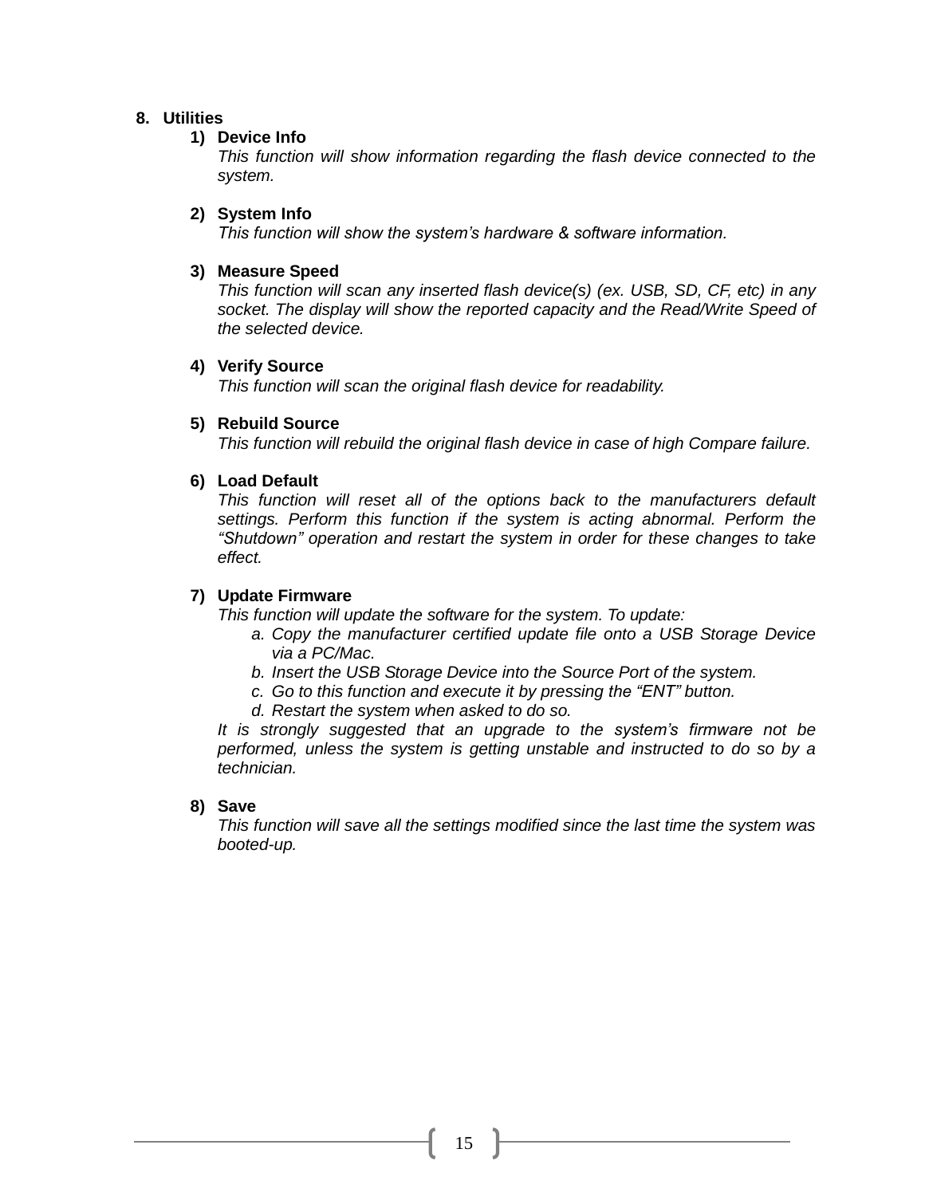## 8. Utilities

### 1) Device Info

*This function will show information regarding the flash device connected to the system.*

### 2) System Info

*This function will show the system's hardware & software information.*

### 3) Measure Speed

*This function will scan any inserted flash device(s) (ex. USB, SD, CF, etc) in any socket. The display will show the reported capacity and the Read/Write Speed of the selected device.*

### 4) Verify Source

*This function will scan the original flash device for readability.*

### 5) Rebuild Source

*This function will rebuild the original flash device in case of high Compare failure.*

### 6) Load Default

*This function will reset all of the options back to the manufacturers default settings. Perform this function if the system is acting abnormal. Perform the "Shutdown" operation and restart the system in order for these changes to take effect.*

### 7) Update Firmware

*This function will update the software for the system. To update:*

a. *Copy the manufacturer certified update file onto a USB Storage Device via a PC/Mac.*
b. *Insert the USB Storage Device into the Source Port of the system.*
c. *Go to this function and execute it by pressing the "ENT" button.*
d. *Restart the system when asked to do so.*

*It is strongly suggested that an upgrade to the system's firmware not be performed, unless the system is getting unstable and instructed to do so by a technician.*

### 8) Save

*This function will save all the settings modified since the last time the system was booted-up.*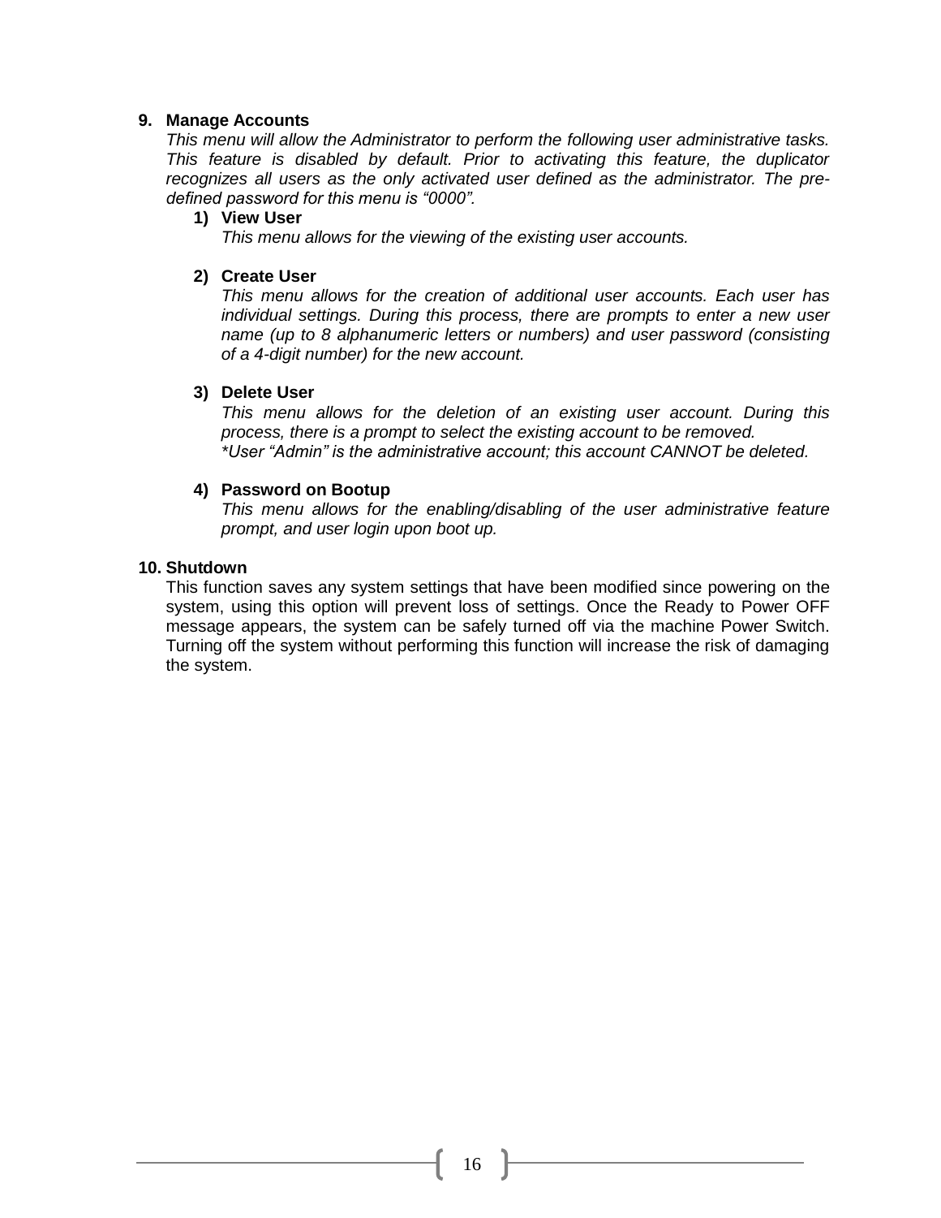9. **Manage Accounts**

   *This menu will allow the Administrator to perform the following user administrative tasks. This feature is disabled by default. Prior to activating this feature, the duplicator recognizes all users as the only activated user defined as the administrator. The pre-defined password for this menu is "0000".*

   1) **View User**

      *This menu allows for the viewing of the existing user accounts.*

   2) **Create User**

      *This menu allows for the creation of additional user accounts. Each user has individual settings. During this process, there are prompts to enter a new user name (up to 8 alphanumeric letters or numbers) and user password (consisting of a 4-digit number) for the new account.*

   3) **Delete User**

      *This menu allows for the deletion of an existing user account. During this process, there is a prompt to select the existing account to be removed.*
      *\*User "Admin" is the administrative account; this account CANNOT be deleted.*

   4) **Password on Bootup**

      *This menu allows for the enabling/disabling of the user administrative feature prompt, and user login upon boot up.*

10. **Shutdown**

    This function saves any system settings that have been modified since powering on the system, using this option will prevent loss of settings. Once the Ready to Power OFF message appears, the system can be safely turned off via the machine Power Switch. Turning off the system without performing this function will increase the risk of damaging the system.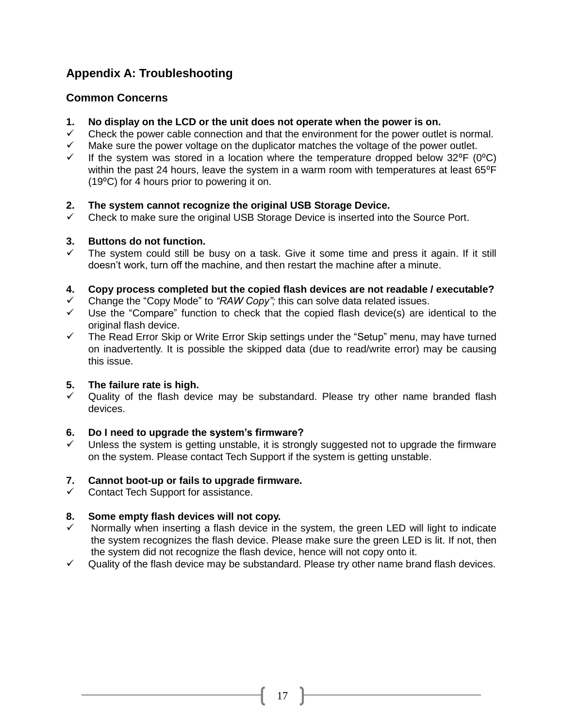# Appendix A: Troubleshooting

## Common Concerns

**1. No display on the LCD or the unit does not operate when the power is on.**

- ✓ Check the power cable connection and that the environment for the power outlet is normal.
- ✓ Make sure the power voltage on the duplicator matches the voltage of the power outlet.
- ✓ If the system was stored in a location where the temperature dropped below 32ºF (0ºC) within the past 24 hours, leave the system in a warm room with temperatures at least 65ºF (19ºC) for 4 hours prior to powering it on.

**2. The system cannot recognize the original USB Storage Device.**

- ✓ Check to make sure the original USB Storage Device is inserted into the Source Port.

**3. Buttons do not function.**

- ✓ The system could still be busy on a task. Give it some time and press it again. If it still doesn't work, turn off the machine, and then restart the machine after a minute.

**4. Copy process completed but the copied flash devices are not readable / executable?**

- ✓ Change the "Copy Mode" to *"RAW Copy";* this can solve data related issues.
- ✓ Use the "Compare" function to check that the copied flash device(s) are identical to the original flash device.
- ✓ The Read Error Skip or Write Error Skip settings under the "Setup" menu, may have turned on inadvertently. It is possible the skipped data (due to read/write error) may be causing this issue.

**5. The failure rate is high.**

- ✓ Quality of the flash device may be substandard. Please try other name branded flash devices.

**6. Do I need to upgrade the system's firmware?**

- ✓ Unless the system is getting unstable, it is strongly suggested not to upgrade the firmware on the system. Please contact Tech Support if the system is getting unstable.

**7. Cannot boot-up or fails to upgrade firmware.**

- ✓ Contact Tech Support for assistance.

**8. Some empty flash devices will not copy.**

- ✓ Normally when inserting a flash device in the system, the green LED will light to indicate the system recognizes the flash device. Please make sure the green LED is lit. If not, then the system did not recognize the flash device, hence will not copy onto it.
- ✓ Quality of the flash device may be substandard. Please try other name brand flash devices.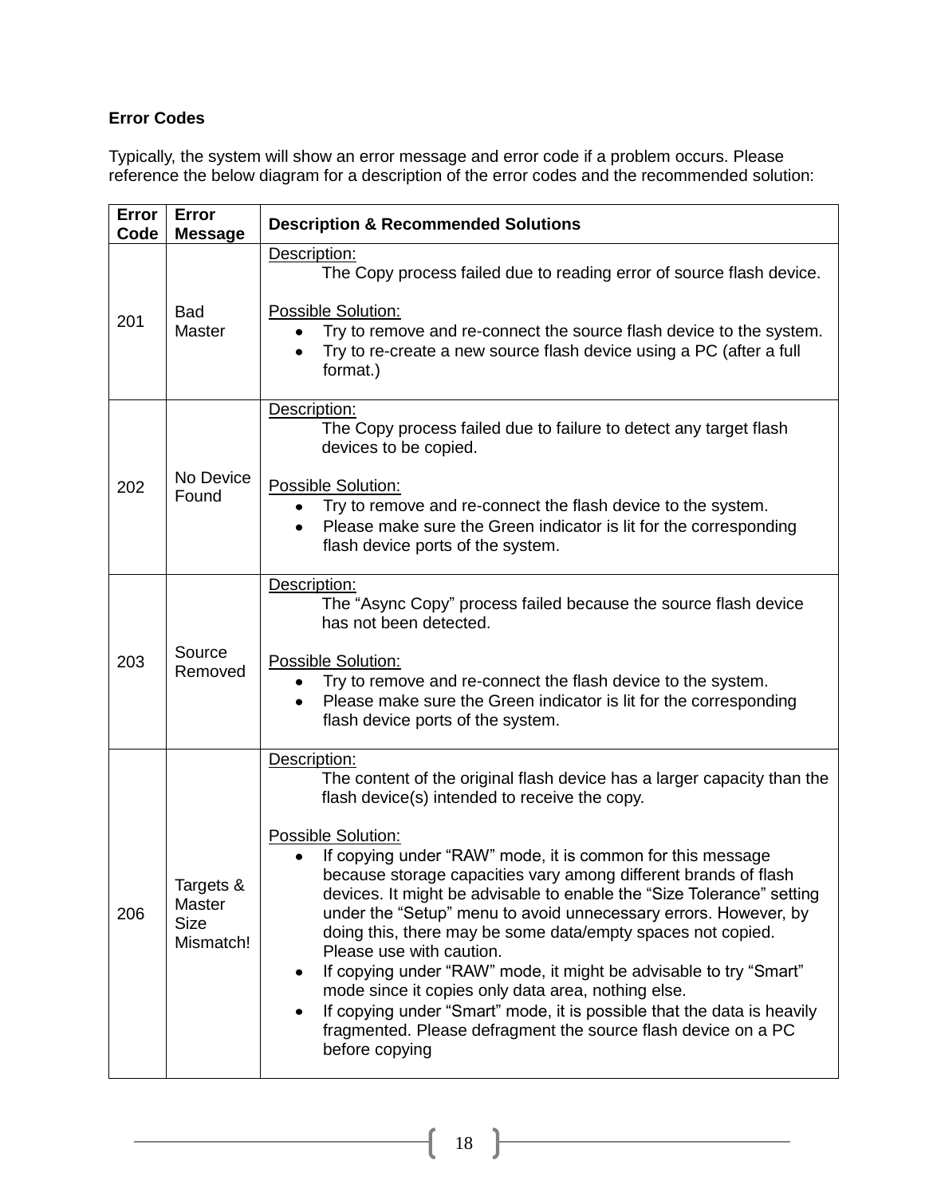**Error Codes**

Typically, the system will show an error message and error code if a problem occurs. Please reference the below diagram for a description of the error codes and the recommended solution:

| Error Code | Error Message | Description & Recommended Solutions |
|---|---|---|
| 201 | Bad Master | Description:<br>The Copy process failed due to reading error of source flash device.<br><br>Possible Solution:<br>• Try to remove and re-connect the source flash device to the system.<br>• Try to re-create a new source flash device using a PC (after a full format.) |
| 202 | No Device Found | Description:<br>The Copy process failed due to failure to detect any target flash devices to be copied.<br><br>Possible Solution:<br>• Try to remove and re-connect the flash device to the system.<br>• Please make sure the Green indicator is lit for the corresponding flash device ports of the system. |
| 203 | Source Removed | Description:<br>The “Async Copy” process failed because the source flash device has not been detected.<br><br>Possible Solution:<br>• Try to remove and re-connect the flash device to the system.<br>• Please make sure the Green indicator is lit for the corresponding flash device ports of the system. |
| 206 | Targets & Master Size Mismatch! | Description:<br>The content of the original flash device has a larger capacity than the flash device(s) intended to receive the copy.<br><br>Possible Solution:<br>• If copying under “RAW” mode, it is common for this message because storage capacities vary among different brands of flash devices. It might be advisable to enable the “Size Tolerance” setting under the “Setup” menu to avoid unnecessary errors. However, by doing this, there may be some data/empty spaces not copied. Please use with caution.<br>• If copying under “RAW” mode, it might be advisable to try “Smart” mode since it copies only data area, nothing else.<br>• If copying under “Smart” mode, it is possible that the data is heavily fragmented. Please defragment the source flash device on a PC before copying |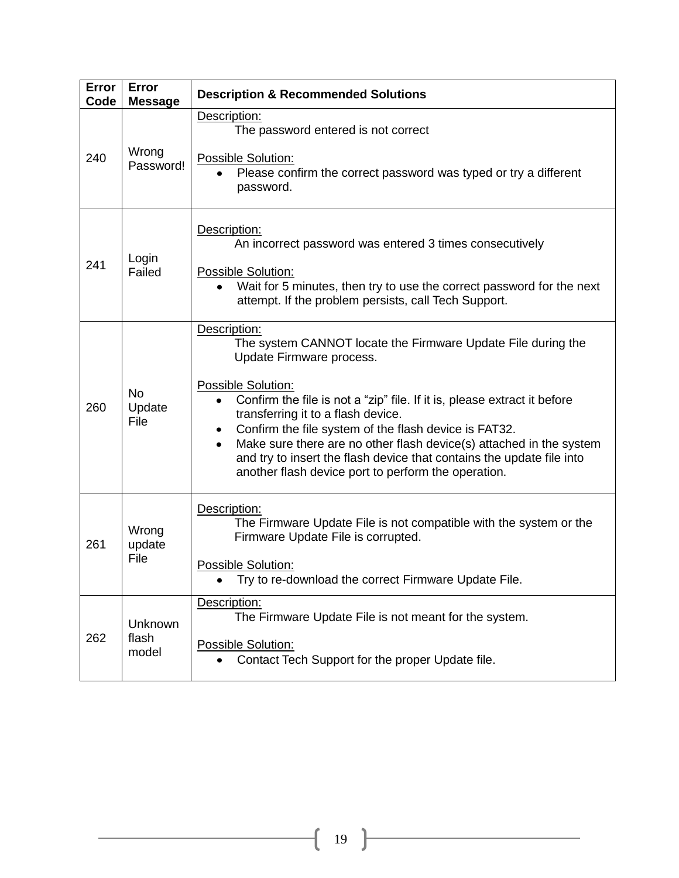| Error Code | Error Message | Description & Recommended Solutions |
|---|---|---|
| 240 | Wrong Password! | Description:<br>The password entered is not correct<br><br>Possible Solution:<br>• Please confirm the correct password was typed or try a different password. |
| 241 | Login Failed | Description:<br>An incorrect password was entered 3 times consecutively<br><br>Possible Solution:<br>• Wait for 5 minutes, then try to use the correct password for the next attempt. If the problem persists, call Tech Support. |
| 260 | No Update File | Description:<br>The system CANNOT locate the Firmware Update File during the Update Firmware process.<br><br>Possible Solution:<br>• Confirm the file is not a "zip" file. If it is, please extract it before transferring it to a flash device.<br>• Confirm the file system of the flash device is FAT32.<br>• Make sure there are no other flash device(s) attached in the system and try to insert the flash device that contains the update file into another flash device port to perform the operation. |
| 261 | Wrong update File | Description:<br>The Firmware Update File is not compatible with the system or the Firmware Update File is corrupted.<br><br>Possible Solution:<br>• Try to re-download the correct Firmware Update File. |
| 262 | Unknown flash model | Description:<br>The Firmware Update File is not meant for the system.<br><br>Possible Solution:<br>• Contact Tech Support for the proper Update file. |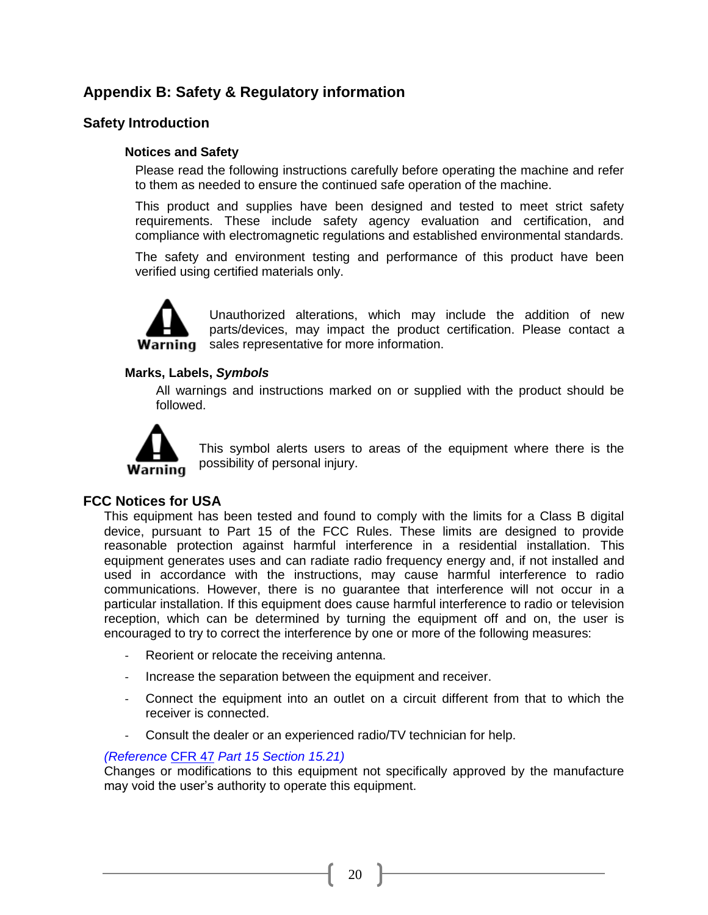# Appendix B: Safety & Regulatory information

## Safety Introduction

### Notices and Safety

Please read the following instructions carefully before operating the machine and refer to them as needed to ensure the continued safe operation of the machine.

This product and supplies have been designed and tested to meet strict safety requirements. These include safety agency evaluation and certification, and compliance with electromagnetic regulations and established environmental standards.

The safety and environment testing and performance of this product have been verified using certified materials only.

**Warning** Unauthorized alterations, which may include the addition of new parts/devices, may impact the product certification. Please contact a sales representative for more information.

### Marks, Labels, *Symbols*

All warnings and instructions marked on or supplied with the product should be followed.

**Warning** This symbol alerts users to areas of the equipment where there is the possibility of personal injury.

## FCC Notices for USA

This equipment has been tested and found to comply with the limits for a Class B digital device, pursuant to Part 15 of the FCC Rules. These limits are designed to provide reasonable protection against harmful interference in a residential installation. This equipment generates uses and can radiate radio frequency energy and, if not installed and used in accordance with the instructions, may cause harmful interference to radio communications. However, there is no guarantee that interference will not occur in a particular installation. If this equipment does cause harmful interference to radio or television reception, which can be determined by turning the equipment off and on, the user is encouraged to try to correct the interference by one or more of the following measures:

- Reorient or relocate the receiving antenna.
- Increase the separation between the equipment and receiver.
- Connect the equipment into an outlet on a circuit different from that to which the receiver is connected.
- Consult the dealer or an experienced radio/TV technician for help.

*(Reference CFR 47 Part 15 Section 15.21)*
Changes or modifications to this equipment not specifically approved by the manufacture may void the user's authority to operate this equipment.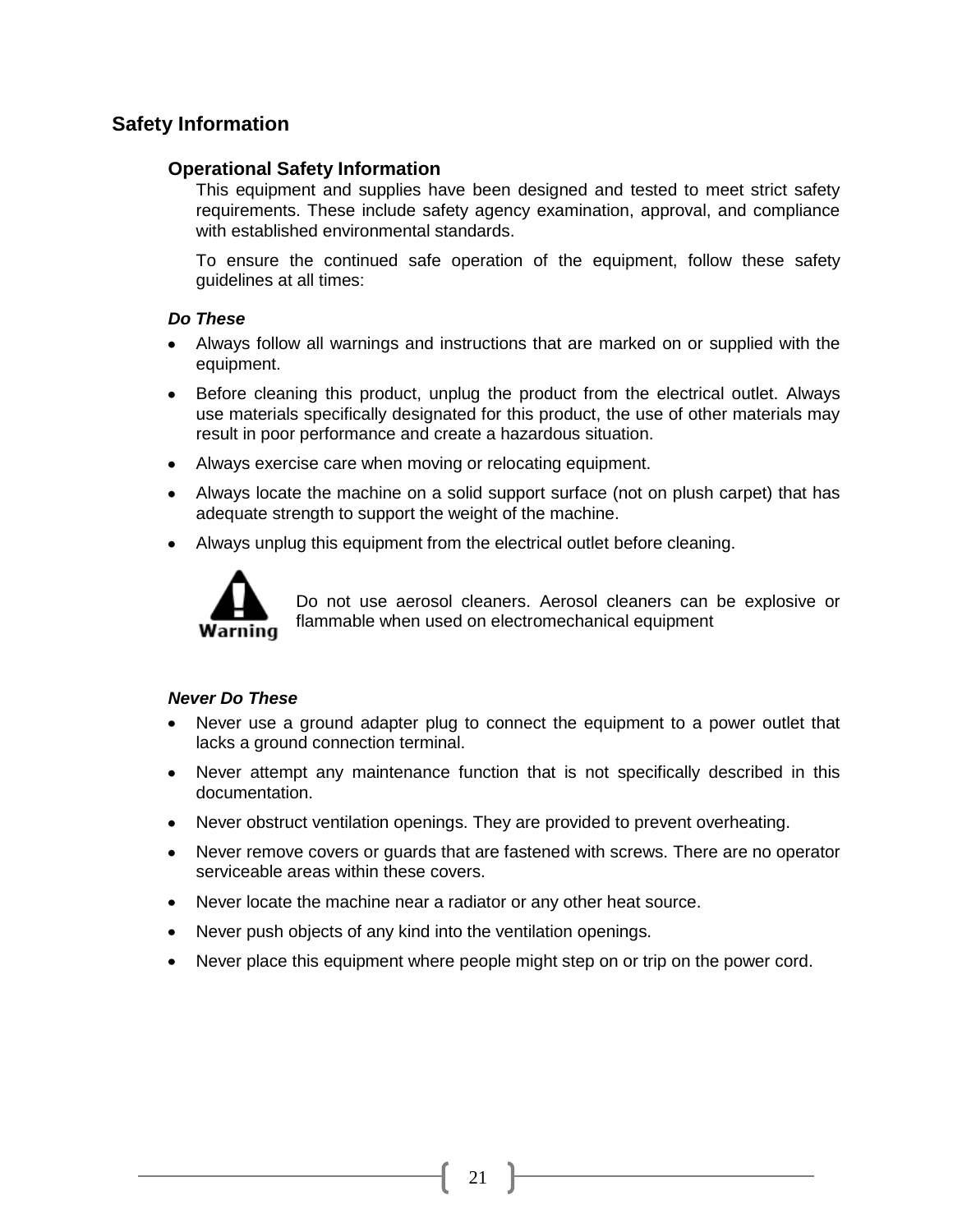## Safety Information

### Operational Safety Information

This equipment and supplies have been designed and tested to meet strict safety requirements. These include safety agency examination, approval, and compliance with established environmental standards.

To ensure the continued safe operation of the equipment, follow these safety guidelines at all times:

***Do These***

- Always follow all warnings and instructions that are marked on or supplied with the equipment.
- Before cleaning this product, unplug the product from the electrical outlet. Always use materials specifically designated for this product, the use of other materials may result in poor performance and create a hazardous situation.
- Always exercise care when moving or relocating equipment.
- Always locate the machine on a solid support surface (not on plush carpet) that has adequate strength to support the weight of the machine.
- Always unplug this equipment from the electrical outlet before cleaning.

**Warning**: Do not use aerosol cleaners. Aerosol cleaners can be explosive or flammable when used on electromechanical equipment

***Never Do These***

- Never use a ground adapter plug to connect the equipment to a power outlet that lacks a ground connection terminal.
- Never attempt any maintenance function that is not specifically described in this documentation.
- Never obstruct ventilation openings. They are provided to prevent overheating.
- Never remove covers or guards that are fastened with screws. There are no operator serviceable areas within these covers.
- Never locate the machine near a radiator or any other heat source.
- Never push objects of any kind into the ventilation openings.
- Never place this equipment where people might step on or trip on the power cord.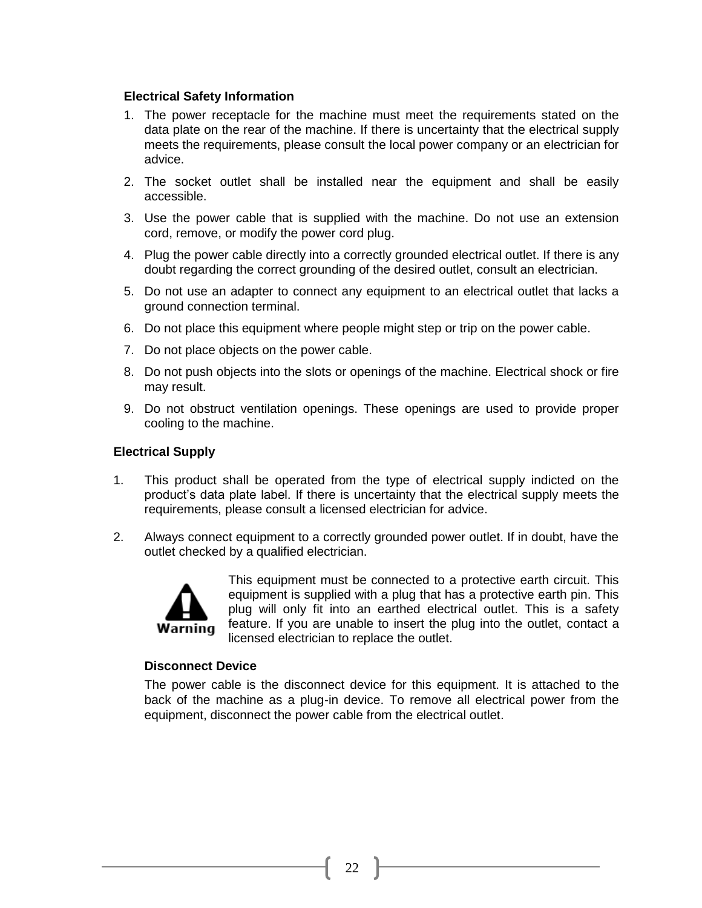### Electrical Safety Information

1. The power receptacle for the machine must meet the requirements stated on the data plate on the rear of the machine. If there is uncertainty that the electrical supply meets the requirements, please consult the local power company or an electrician for advice.
2. The socket outlet shall be installed near the equipment and shall be easily accessible.
3. Use the power cable that is supplied with the machine. Do not use an extension cord, remove, or modify the power cord plug.
4. Plug the power cable directly into a correctly grounded electrical outlet. If there is any doubt regarding the correct grounding of the desired outlet, consult an electrician.
5. Do not use an adapter to connect any equipment to an electrical outlet that lacks a ground connection terminal.
6. Do not place this equipment where people might step or trip on the power cable.
7. Do not place objects on the power cable.
8. Do not push objects into the slots or openings of the machine. Electrical shock or fire may result.
9. Do not obstruct ventilation openings. These openings are used to provide proper cooling to the machine.

### Electrical Supply

1. This product shall be operated from the type of electrical supply indicted on the product's data plate label. If there is uncertainty that the electrical supply meets the requirements, please consult a licensed electrician for advice.
2. Always connect equipment to a correctly grounded power outlet. If in doubt, have the outlet checked by a qualified electrician.

**Warning**

This equipment must be connected to a protective earth circuit. This equipment is supplied with a plug that has a protective earth pin. This plug will only fit into an earthed electrical outlet. This is a safety feature. If you are unable to insert the plug into the outlet, contact a licensed electrician to replace the outlet.

#### Disconnect Device

The power cable is the disconnect device for this equipment. It is attached to the back of the machine as a plug-in device. To remove all electrical power from the equipment, disconnect the power cable from the electrical outlet.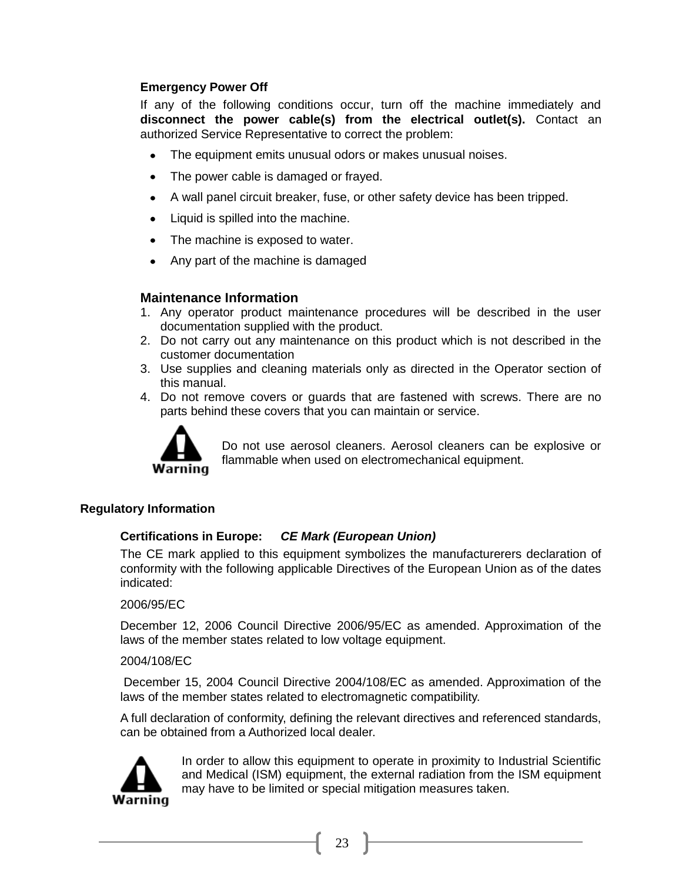### Emergency Power Off

If any of the following conditions occur, turn off the machine immediately and **disconnect the power cable(s) from the electrical outlet(s).** Contact an authorized Service Representative to correct the problem:

- The equipment emits unusual odors or makes unusual noises.
- The power cable is damaged or frayed.
- A wall panel circuit breaker, fuse, or other safety device has been tripped.
- Liquid is spilled into the machine.
- The machine is exposed to water.
- Any part of the machine is damaged

### Maintenance Information

1. Any operator product maintenance procedures will be described in the user documentation supplied with the product.
2. Do not carry out any maintenance on this product which is not described in the customer documentation
3. Use supplies and cleaning materials only as directed in the Operator section of this manual.
4. Do not remove covers or guards that are fastened with screws. There are no parts behind these covers that you can maintain or service.

Warning

Do not use aerosol cleaners. Aerosol cleaners can be explosive or flammable when used on electromechanical equipment.

## Regulatory Information

**Certifications in Europe:** ***CE Mark (European Union)***

The CE mark applied to this equipment symbolizes the manufacturerers declaration of conformity with the following applicable Directives of the European Union as of the dates indicated:

2006/95/EC

December 12, 2006 Council Directive 2006/95/EC as amended. Approximation of the laws of the member states related to low voltage equipment.

2004/108/EC

December 15, 2004 Council Directive 2004/108/EC as amended. Approximation of the laws of the member states related to electromagnetic compatibility.

A full declaration of conformity, defining the relevant directives and referenced standards, can be obtained from a Authorized local dealer.

Warning

In order to allow this equipment to operate in proximity to Industrial Scientific and Medical (ISM) equipment, the external radiation from the ISM equipment may have to be limited or special mitigation measures taken.